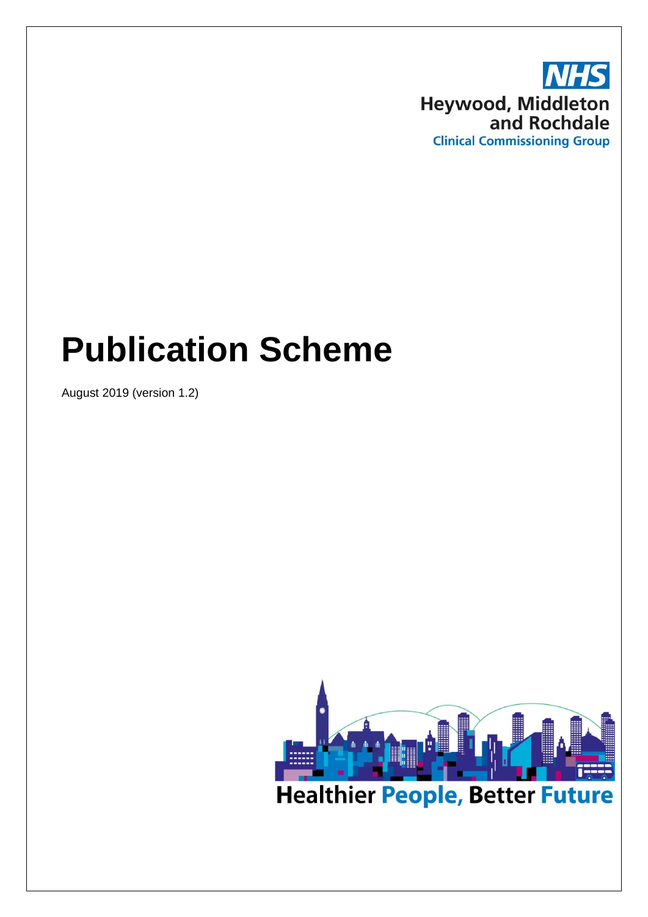NHS
Heywood, Middleton and Rochdale
Clinical Commissioning Group

# Publication Scheme

August 2019 (version 1.2)

Healthier People, Better Future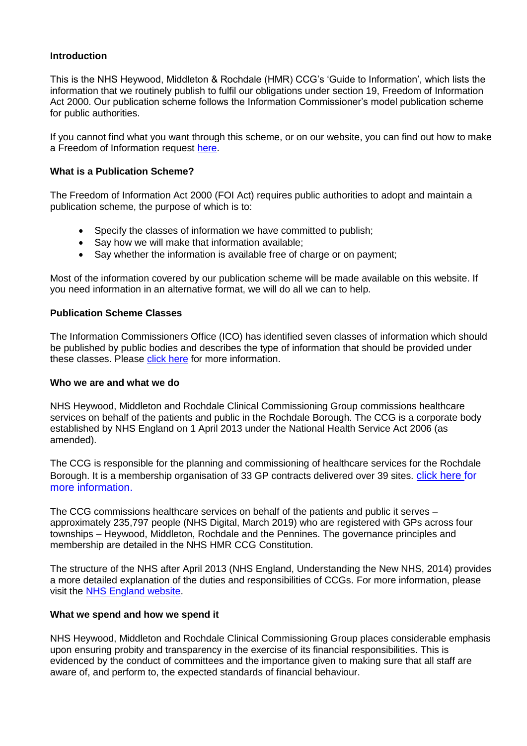**Introduction**

This is the NHS Heywood, Middleton & Rochdale (HMR) CCG's 'Guide to Information', which lists the information that we routinely publish to fulfil our obligations under section 19, Freedom of Information Act 2000. Our publication scheme follows the Information Commissioner's model publication scheme for public authorities.

If you cannot find what you want through this scheme, or on our website, you can find out how to make a Freedom of Information request here.

**What is a Publication Scheme?**

The Freedom of Information Act 2000 (FOI Act) requires public authorities to adopt and maintain a publication scheme, the purpose of which is to:

- Specify the classes of information we have committed to publish;
- Say how we will make that information available;
- Say whether the information is available free of charge or on payment;

Most of the information covered by our publication scheme will be made available on this website. If you need information in an alternative format, we will do all we can to help.

**Publication Scheme Classes**

The Information Commissioners Office (ICO) has identified seven classes of information which should be published by public bodies and describes the type of information that should be provided under these classes. Please click here for more information.

**Who we are and what we do**

NHS Heywood, Middleton and Rochdale Clinical Commissioning Group commissions healthcare services on behalf of the patients and public in the Rochdale Borough. The CCG is a corporate body established by NHS England on 1 April 2013 under the National Health Service Act 2006 (as amended).

The CCG is responsible for the planning and commissioning of healthcare services for the Rochdale Borough. It is a membership organisation of 33 GP contracts delivered over 39 sites. click here for more information.

The CCG commissions healthcare services on behalf of the patients and public it serves – approximately 235,797 people (NHS Digital, March 2019) who are registered with GPs across four townships – Heywood, Middleton, Rochdale and the Pennines. The governance principles and membership are detailed in the NHS HMR CCG Constitution.

The structure of the NHS after April 2013 (NHS England, Understanding the New NHS, 2014) provides a more detailed explanation of the duties and responsibilities of CCGs. For more information, please visit the NHS England website.

**What we spend and how we spend it**

NHS Heywood, Middleton and Rochdale Clinical Commissioning Group places considerable emphasis upon ensuring probity and transparency in the exercise of its financial responsibilities. This is evidenced by the conduct of committees and the importance given to making sure that all staff are aware of, and perform to, the expected standards of financial behaviour.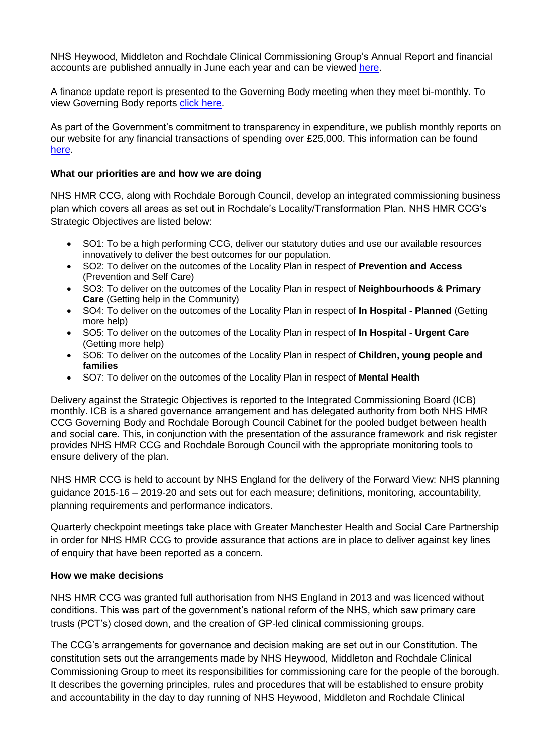NHS Heywood, Middleton and Rochdale Clinical Commissioning Group's Annual Report and financial accounts are published annually in June each year and can be viewed here.

A finance update report is presented to the Governing Body meeting when they meet bi-monthly. To view Governing Body reports click here.

As part of the Government's commitment to transparency in expenditure, we publish monthly reports on our website for any financial transactions of spending over £25,000. This information can be found here.

**What our priorities are and how we are doing**

NHS HMR CCG, along with Rochdale Borough Council, develop an integrated commissioning business plan which covers all areas as set out in Rochdale's Locality/Transformation Plan. NHS HMR CCG's Strategic Objectives are listed below:

- SO1: To be a high performing CCG, deliver our statutory duties and use our available resources innovatively to deliver the best outcomes for our population.
- SO2: To deliver on the outcomes of the Locality Plan in respect of **Prevention and Access** (Prevention and Self Care)
- SO3: To deliver on the outcomes of the Locality Plan in respect of **Neighbourhoods & Primary Care** (Getting help in the Community)
- SO4: To deliver on the outcomes of the Locality Plan in respect of **In Hospital - Planned** (Getting more help)
- SO5: To deliver on the outcomes of the Locality Plan in respect of **In Hospital - Urgent Care** (Getting more help)
- SO6: To deliver on the outcomes of the Locality Plan in respect of **Children, young people and families**
- SO7: To deliver on the outcomes of the Locality Plan in respect of **Mental Health**

Delivery against the Strategic Objectives is reported to the Integrated Commissioning Board (ICB) monthly. ICB is a shared governance arrangement and has delegated authority from both NHS HMR CCG Governing Body and Rochdale Borough Council Cabinet for the pooled budget between health and social care. This, in conjunction with the presentation of the assurance framework and risk register provides NHS HMR CCG and Rochdale Borough Council with the appropriate monitoring tools to ensure delivery of the plan.

NHS HMR CCG is held to account by NHS England for the delivery of the Forward View: NHS planning guidance 2015-16 – 2019-20 and sets out for each measure; definitions, monitoring, accountability, planning requirements and performance indicators.

Quarterly checkpoint meetings take place with Greater Manchester Health and Social Care Partnership in order for NHS HMR CCG to provide assurance that actions are in place to deliver against key lines of enquiry that have been reported as a concern.

**How we make decisions**

NHS HMR CCG was granted full authorisation from NHS England in 2013 and was licenced without conditions. This was part of the government's national reform of the NHS, which saw primary care trusts (PCT's) closed down, and the creation of GP-led clinical commissioning groups.

The CCG's arrangements for governance and decision making are set out in our Constitution. The constitution sets out the arrangements made by NHS Heywood, Middleton and Rochdale Clinical Commissioning Group to meet its responsibilities for commissioning care for the people of the borough. It describes the governing principles, rules and procedures that will be established to ensure probity and accountability in the day to day running of NHS Heywood, Middleton and Rochdale Clinical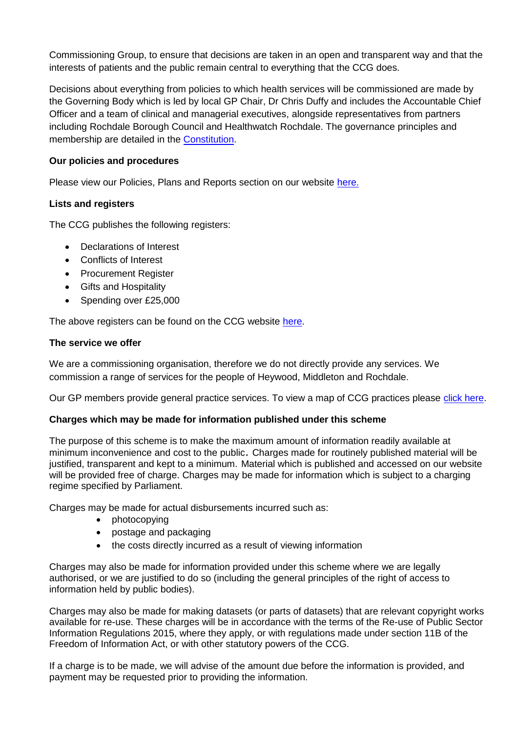Commissioning Group, to ensure that decisions are taken in an open and transparent way and that the interests of patients and the public remain central to everything that the CCG does.

Decisions about everything from policies to which health services will be commissioned are made by the Governing Body which is led by local GP Chair, Dr Chris Duffy and includes the Accountable Chief Officer and a team of clinical and managerial executives, alongside representatives from partners including Rochdale Borough Council and Healthwatch Rochdale. The governance principles and membership are detailed in the Constitution.

**Our policies and procedures**

Please view our Policies, Plans and Reports section on our website here.

**Lists and registers**

The CCG publishes the following registers:

- Declarations of Interest
- Conflicts of Interest
- Procurement Register
- Gifts and Hospitality
- Spending over £25,000

The above registers can be found on the CCG website here.

**The service we offer**

We are a commissioning organisation, therefore we do not directly provide any services. We commission a range of services for the people of Heywood, Middleton and Rochdale.

Our GP members provide general practice services. To view a map of CCG practices please click here.

**Charges which may be made for information published under this scheme**

The purpose of this scheme is to make the maximum amount of information readily available at minimum inconvenience and cost to the public. Charges made for routinely published material will be justified, transparent and kept to a minimum. Material which is published and accessed on our website will be provided free of charge. Charges may be made for information which is subject to a charging regime specified by Parliament.

Charges may be made for actual disbursements incurred such as:

- photocopying
- postage and packaging
- the costs directly incurred as a result of viewing information

Charges may also be made for information provided under this scheme where we are legally authorised, or we are justified to do so (including the general principles of the right of access to information held by public bodies).

Charges may also be made for making datasets (or parts of datasets) that are relevant copyright works available for re-use. These charges will be in accordance with the terms of the Re-use of Public Sector Information Regulations 2015, where they apply, or with regulations made under section 11B of the Freedom of Information Act, or with other statutory powers of the CCG.

If a charge is to be made, we will advise of the amount due before the information is provided, and payment may be requested prior to providing the information.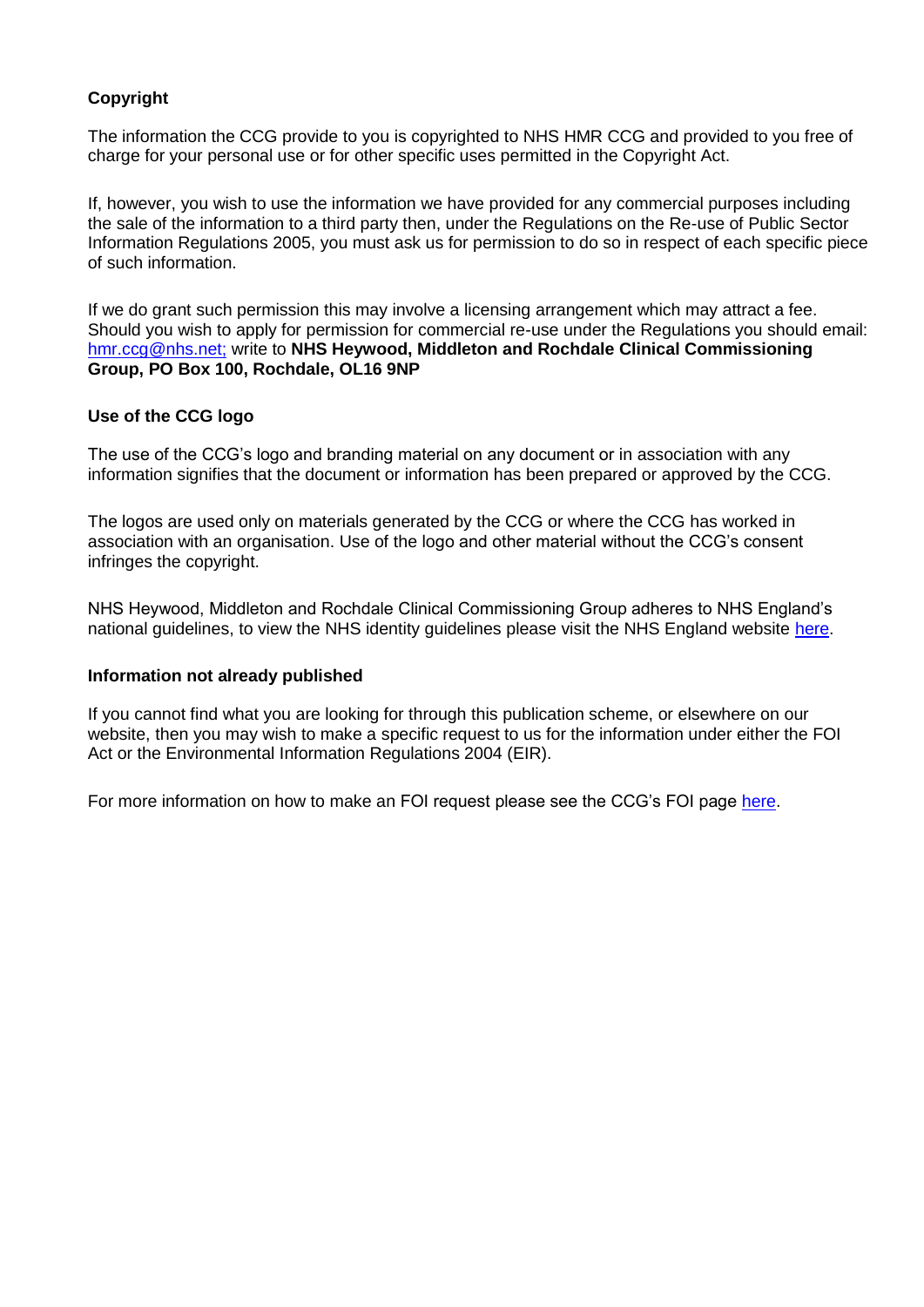**Copyright**

The information the CCG provide to you is copyrighted to NHS HMR CCG and provided to you free of charge for your personal use or for other specific uses permitted in the Copyright Act.

If, however, you wish to use the information we have provided for any commercial purposes including the sale of the information to a third party then, under the Regulations on the Re-use of Public Sector Information Regulations 2005, you must ask us for permission to do so in respect of each specific piece of such information.

If we do grant such permission this may involve a licensing arrangement which may attract a fee. Should you wish to apply for permission for commercial re-use under the Regulations you should email: hmr.ccg@nhs.net; write to **NHS Heywood, Middleton and Rochdale Clinical Commissioning Group, PO Box 100, Rochdale, OL16 9NP**

**Use of the CCG logo**

The use of the CCG's logo and branding material on any document or in association with any information signifies that the document or information has been prepared or approved by the CCG.

The logos are used only on materials generated by the CCG or where the CCG has worked in association with an organisation. Use of the logo and other material without the CCG's consent infringes the copyright.

NHS Heywood, Middleton and Rochdale Clinical Commissioning Group adheres to NHS England's national guidelines, to view the NHS identity guidelines please visit the NHS England website here.

**Information not already published**

If you cannot find what you are looking for through this publication scheme, or elsewhere on our website, then you may wish to make a specific request to us for the information under either the FOI Act or the Environmental Information Regulations 2004 (EIR).

For more information on how to make an FOI request please see the CCG's FOI page here.